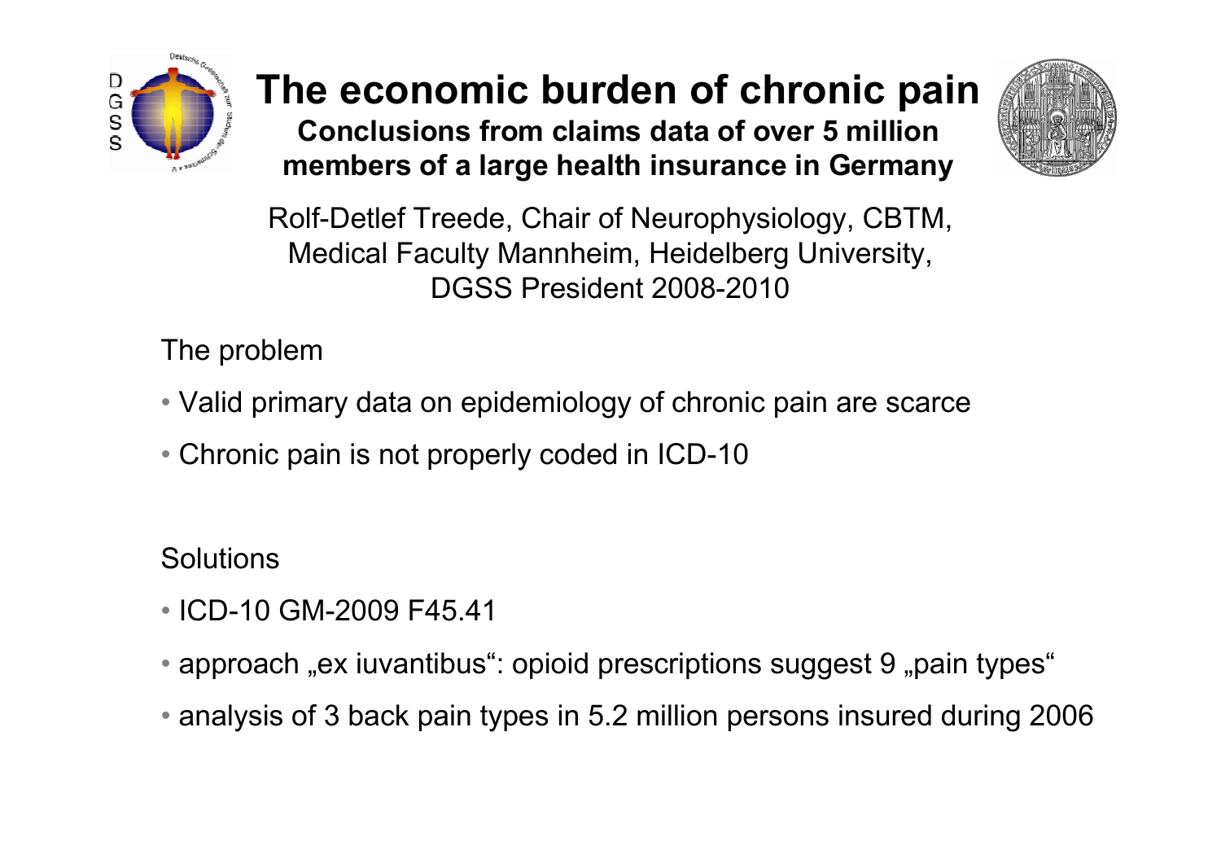# The economic burden of chronic pain

**Conclusions from claims data of over 5 million members of a large health insurance in Germany**

Rolf-Detlef Treede, Chair of Neurophysiology, CBTM, Medical Faculty Mannheim, Heidelberg University, DGSS President 2008-2010

The problem

- Valid primary data on epidemiology of chronic pain are scarce
- Chronic pain is not properly coded in ICD-10

Solutions

- ICD-10 GM-2009 F45.41
- approach „ex iuvantibus": opioid prescriptions suggest 9 „pain types"
- analysis of 3 back pain types in 5.2 million persons insured during 2006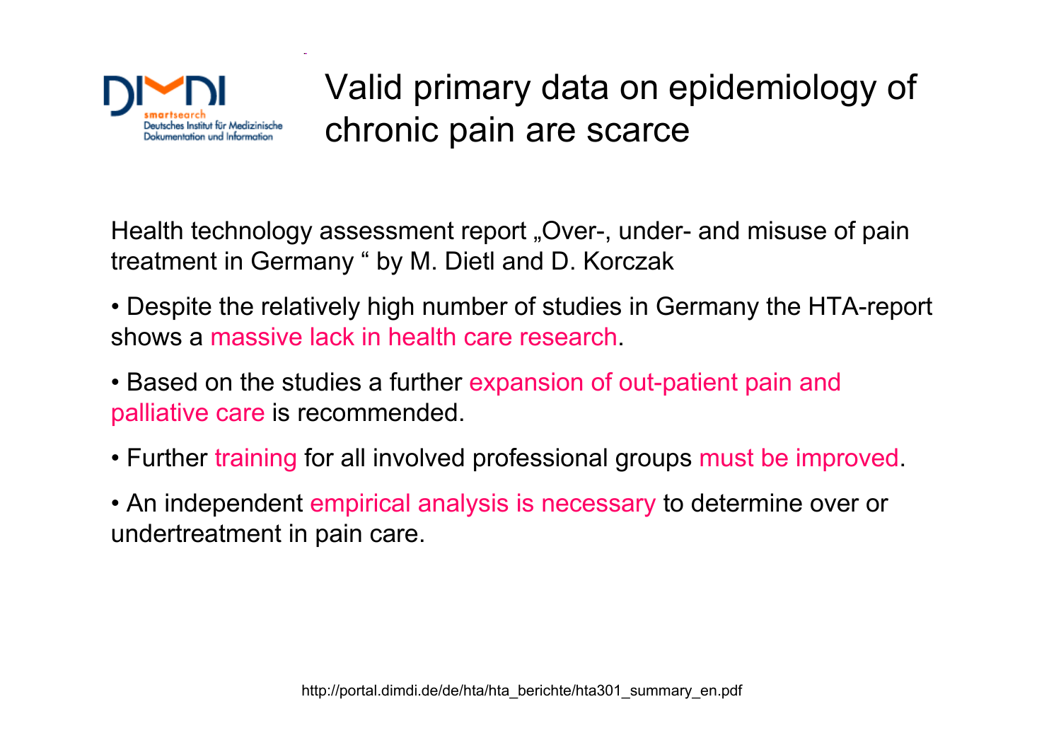# Valid primary data on epidemiology of chronic pain are scarce

Health technology assessment report „Over-, under- and misuse of pain treatment in Germany " by M. Dietl and D. Korczak

- Despite the relatively high number of studies in Germany the HTA-report shows a massive lack in health care research.
- Based on the studies a further expansion of out-patient pain and palliative care is recommended.
- Further training for all involved professional groups must be improved.
- An independent empirical analysis is necessary to determine over or undertreatment in pain care.

http://portal.dimdi.de/de/hta/hta_berichte/hta301_summary_en.pdf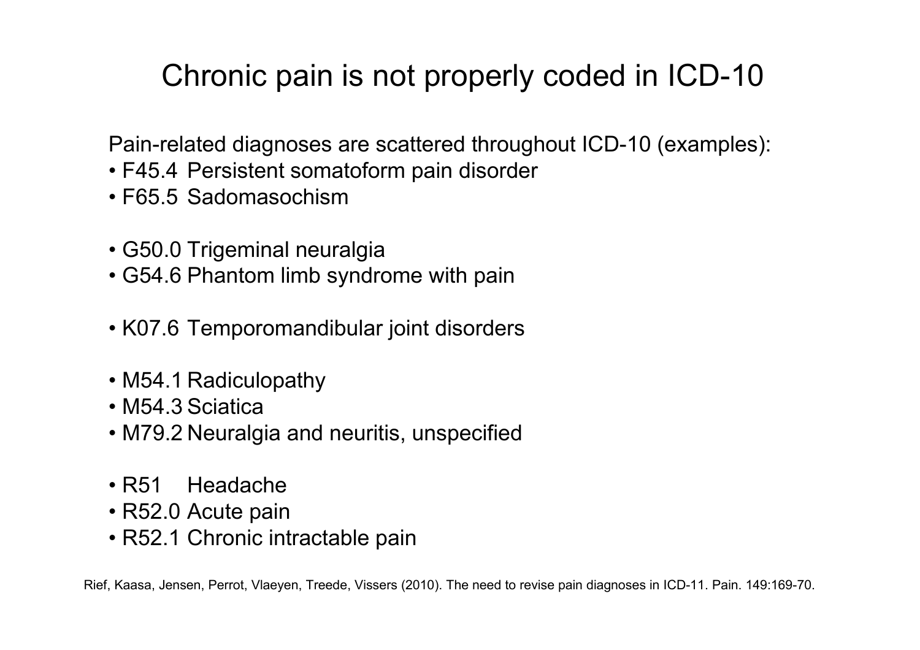# Chronic pain is not properly coded in ICD-10

Pain-related diagnoses are scattered throughout ICD-10 (examples):

- F45.4 Persistent somatoform pain disorder
- F65.5 Sadomasochism

- G50.0 Trigeminal neuralgia
- G54.6 Phantom limb syndrome with pain

- K07.6 Temporomandibular joint disorders

- M54.1 Radiculopathy
- M54.3 Sciatica
- M79.2 Neuralgia and neuritis, unspecified

- R51 Headache
- R52.0 Acute pain
- R52.1 Chronic intractable pain

Rief, Kaasa, Jensen, Perrot, Vlaeyen, Treede, Vissers (2010). The need to revise pain diagnoses in ICD-11. Pain. 149:169-70.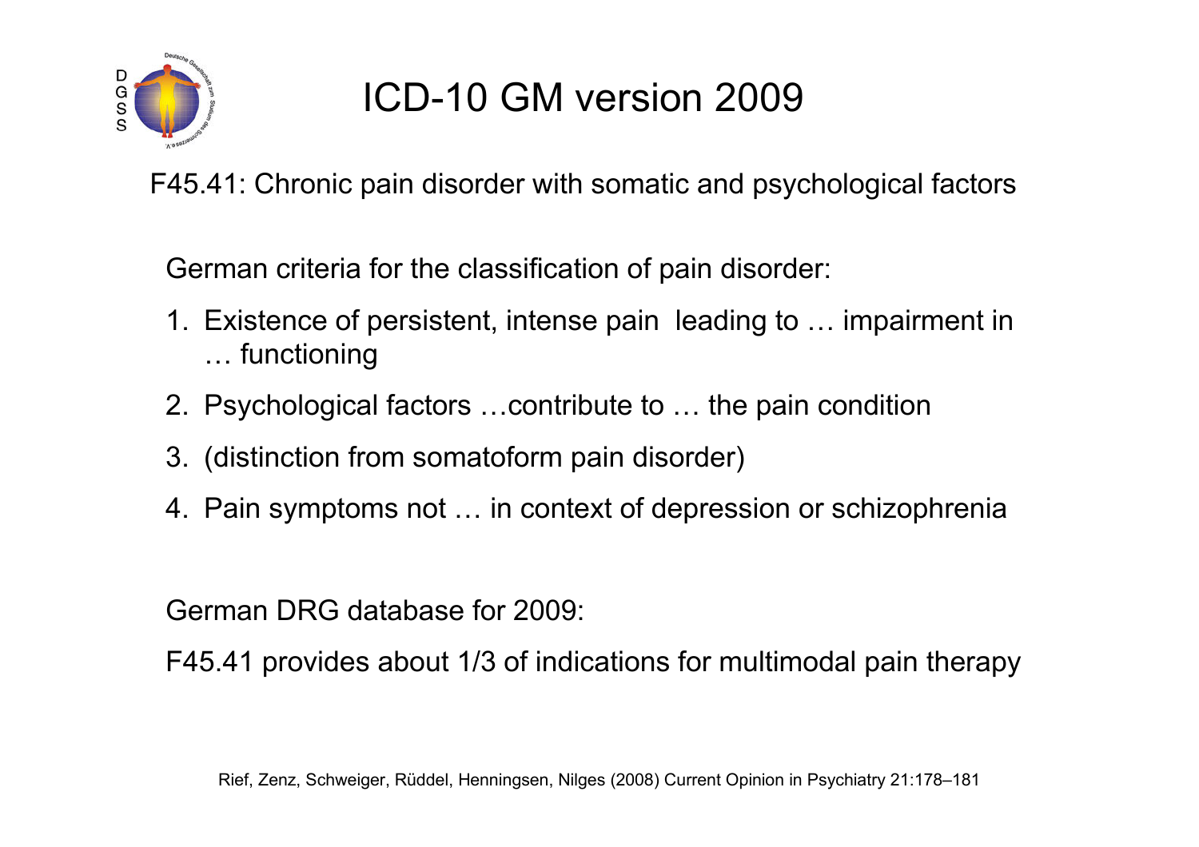# ICD-10 GM version 2009

F45.41: Chronic pain disorder with somatic and psychological factors

German criteria for the classification of pain disorder:

1. Existence of persistent, intense pain leading to … impairment in … functioning
2. Psychological factors …contribute to … the pain condition
3. (distinction from somatoform pain disorder)
4. Pain symptoms not … in context of depression or schizophrenia

German DRG database for 2009:

F45.41 provides about 1/3 of indications for multimodal pain therapy

Rief, Zenz, Schweiger, Rüddel, Henningsen, Nilges (2008) Current Opinion in Psychiatry 21:178–181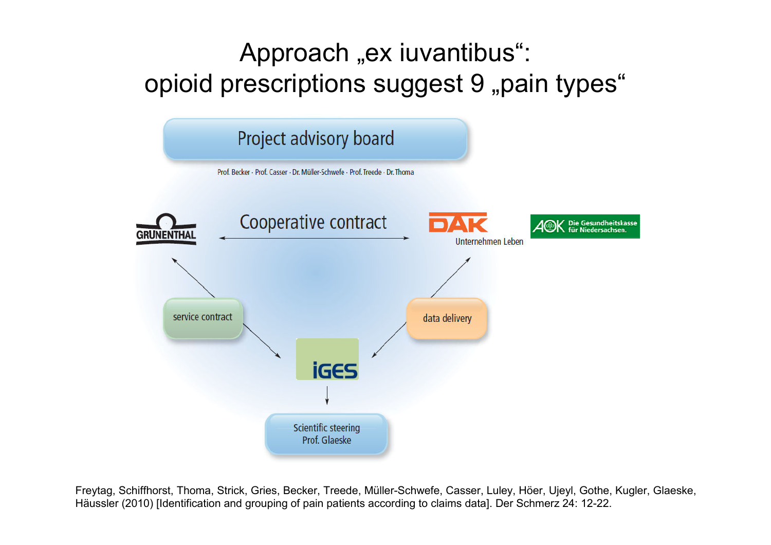# Approach „ex iuvantibus“: opioid prescriptions suggest 9 „pain types“

Project advisory board

Prof. Becker · Prof. Casser · Dr. Müller-Schwefe · Prof. Treede · Dr. Thoma

GRÜNENTHAL

Cooperative contract

DAK Unternehmen Leben

AOK Die Gesundheitskasse für Niedersachsen.

service contract

data delivery

iGES

Scientific steering
Prof. Glaeske

Freytag, Schiffhorst, Thoma, Strick, Gries, Becker, Treede, Müller-Schwefe, Casser, Luley, Höer, Ujeyl, Gothe, Kugler, Glaeske, Häussler (2010) [Identification and grouping of pain patients according to claims data]. Der Schmerz 24: 12-22.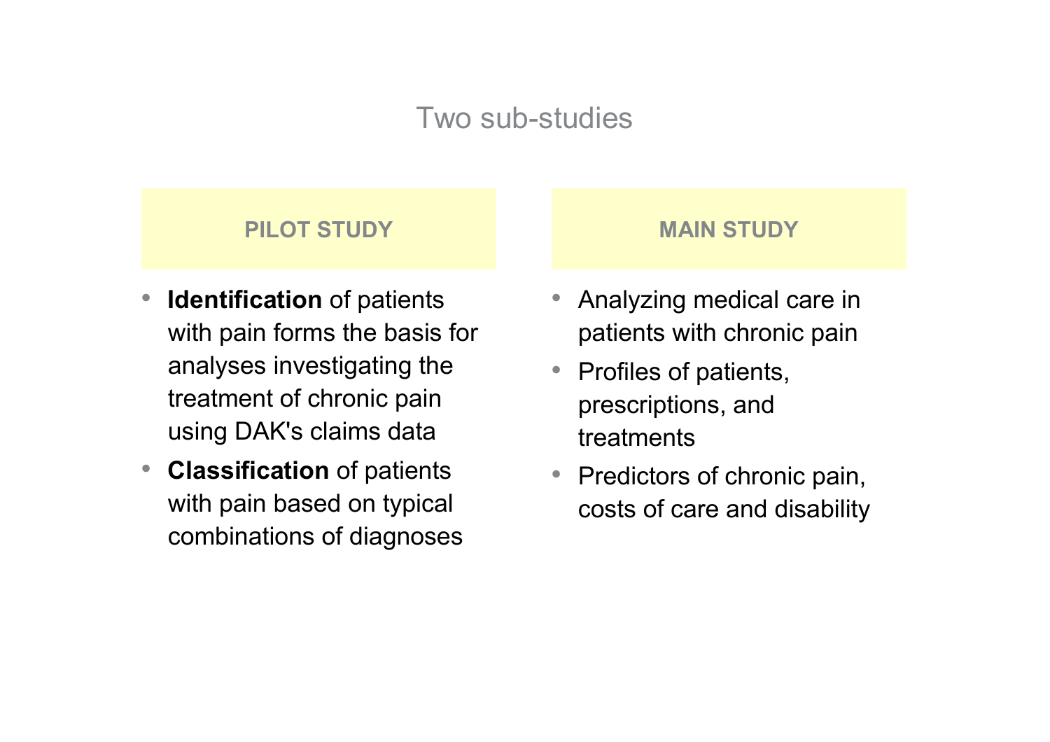# Two sub-studies

## PILOT STUDY

- **Identification** of patients with pain forms the basis for analyses investigating the treatment of chronic pain using DAK's claims data
- **Classification** of patients with pain based on typical combinations of diagnoses

## MAIN STUDY

- Analyzing medical care in patients with chronic pain
- Profiles of patients, prescriptions, and treatments
- Predictors of chronic pain, costs of care and disability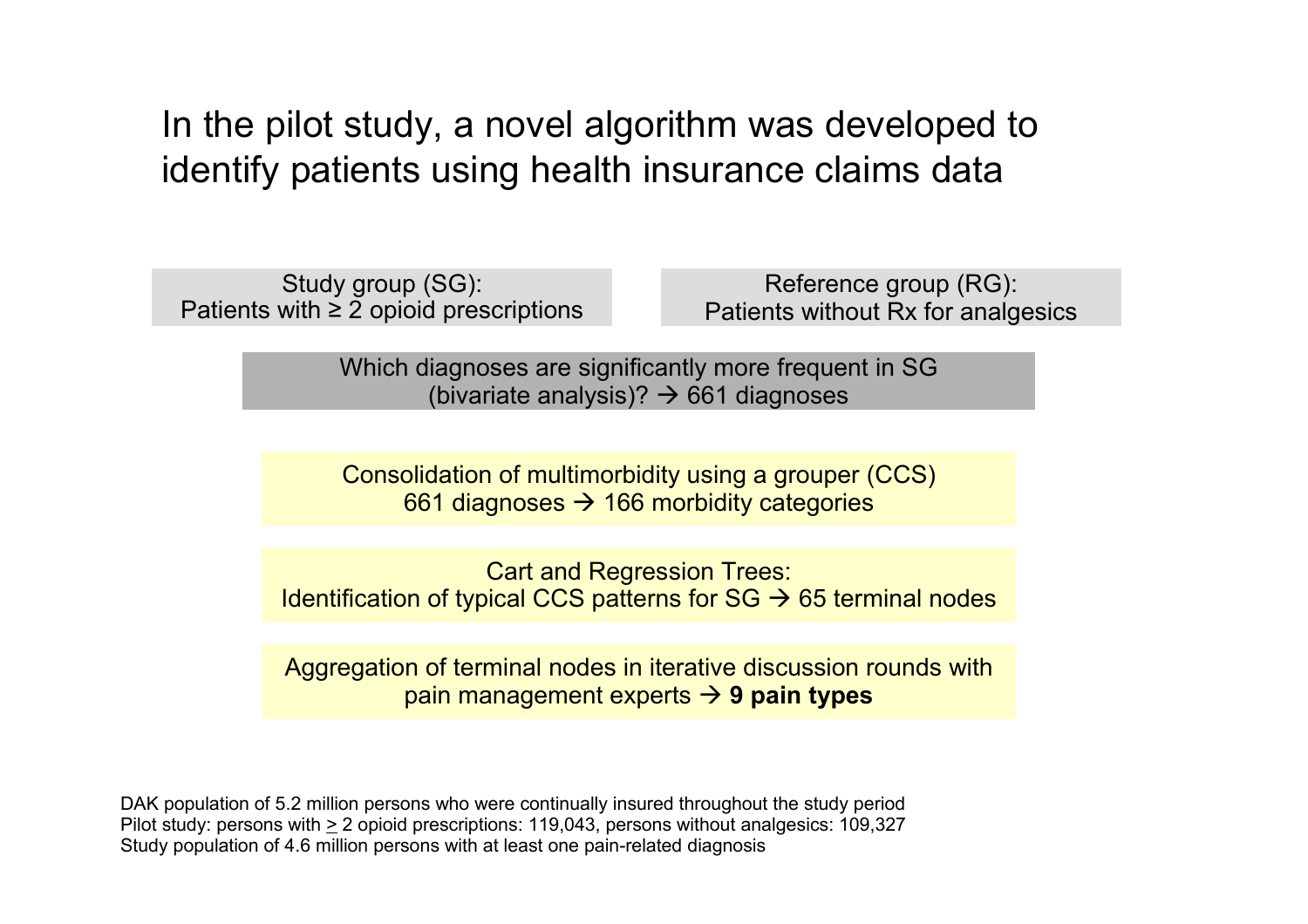# In the pilot study, a novel algorithm was developed to identify patients using health insurance claims data

Study group (SG):
Patients with ≥ 2 opioid prescriptions

Reference group (RG):
Patients without Rx for analgesics

Which diagnoses are significantly more frequent in SG (bivariate analysis)? → 661 diagnoses

Consolidation of multimorbidity using a grouper (CCS)
661 diagnoses → 166 morbidity categories

Cart and Regression Trees:
Identification of typical CCS patterns for SG → 65 terminal nodes

Aggregation of terminal nodes in iterative discussion rounds with pain management experts → **9 pain types**

DAK population of 5.2 million persons who were continually insured throughout the study period
Pilot study: persons with ≥ 2 opioid prescriptions: 119,043, persons without analgesics: 109,327
Study population of 4.6 million persons with at least one pain-related diagnosis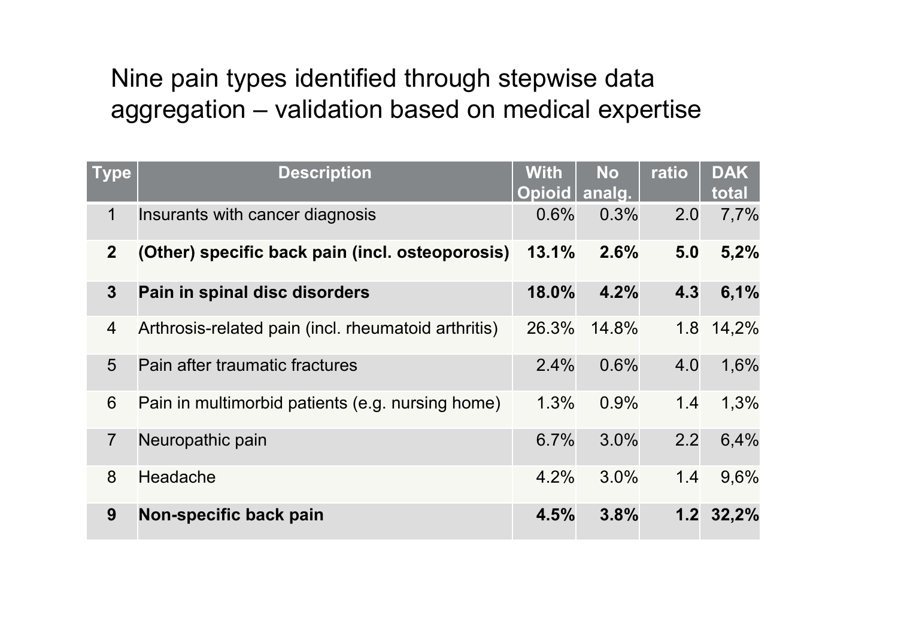# Nine pain types identified through stepwise data aggregation – validation based on medical expertise

| Type | Description | With Opioid | No analg. | ratio | DAK total |
|---|---|---|---|---|---|
| 1 | Insurants with cancer diagnosis | 0.6% | 0.3% | 2.0 | 7,7% |
| **2** | **(Other) specific back pain (incl. osteoporosis)** | **13.1%** | **2.6%** | **5.0** | **5,2%** |
| **3** | **Pain in spinal disc disorders** | **18.0%** | **4.2%** | **4.3** | **6,1%** |
| 4 | Arthrosis-related pain (incl. rheumatoid arthritis) | 26.3% | 14.8% | 1.8 | 14,2% |
| 5 | Pain after traumatic fractures | 2.4% | 0.6% | 4.0 | 1,6% |
| 6 | Pain in multimorbid patients (e.g. nursing home) | 1.3% | 0.9% | 1.4 | 1,3% |
| 7 | Neuropathic pain | 6.7% | 3.0% | 2.2 | 6,4% |
| 8 | Headache | 4.2% | 3.0% | 1.4 | 9,6% |
| **9** | **Non-specific back pain** | **4.5%** | **3.8%** | **1.2** | **32,2%** |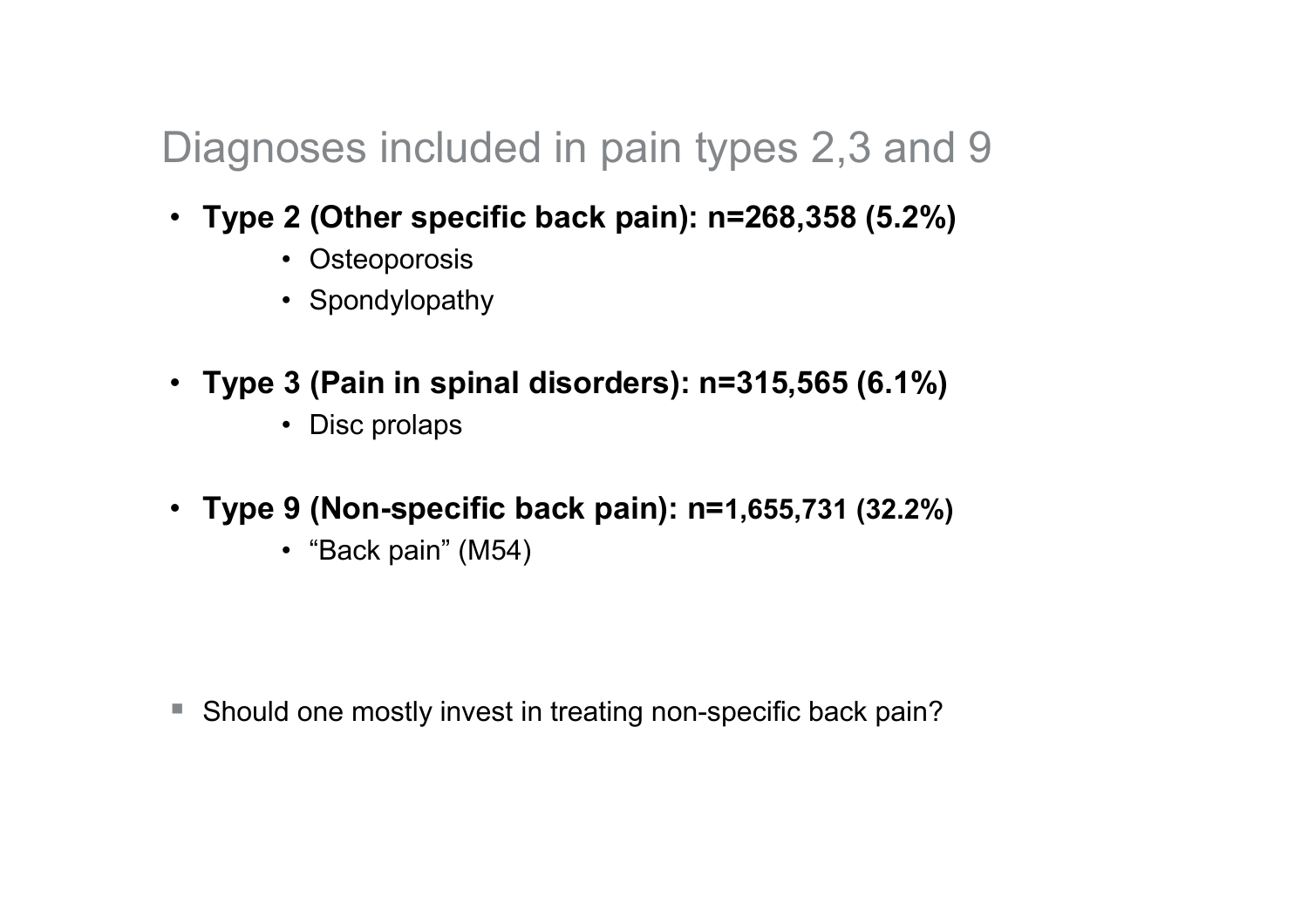# Diagnoses included in pain types 2,3 and 9

- **Type 2 (Other specific back pain): n=268,358 (5.2%)**
  - Osteoporosis
  - Spondylopathy
- **Type 3 (Pain in spinal disorders): n=315,565 (6.1%)**
  - Disc prolaps
- **Type 9 (Non-specific back pain): n=1,655,731 (32.2%)**
  - "Back pain" (M54)

- Should one mostly invest in treating non-specific back pain?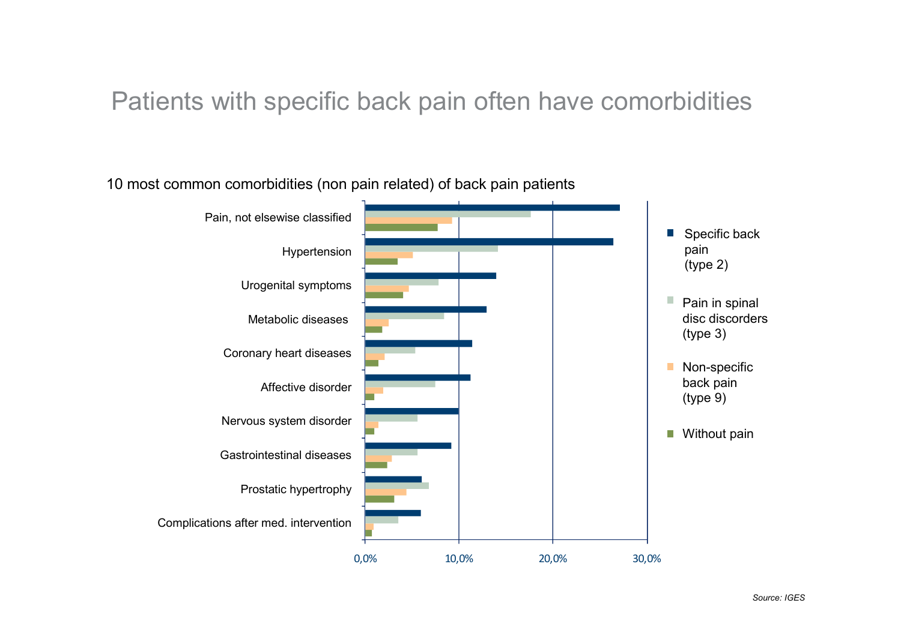# Patients with specific back pain often have comorbidities

10 most common comorbidities (non pain related) of back pain patients

- Pain, not elsewise classified
- Hypertension
- Urogenital symptoms
- Metabolic diseases
- Coronary heart diseases
- Affective disorder
- Nervous system disorder
- Gastrointestinal diseases
- Prostatic hypertrophy
- Complications after med. intervention

0,0% | 10,0% | 20,0% | 30,0%

Legend:
- Specific back pain (type 2)
- Pain in spinal disc discorders (type 3)
- Non-specific back pain (type 9)
- Without pain

*Source: IGES*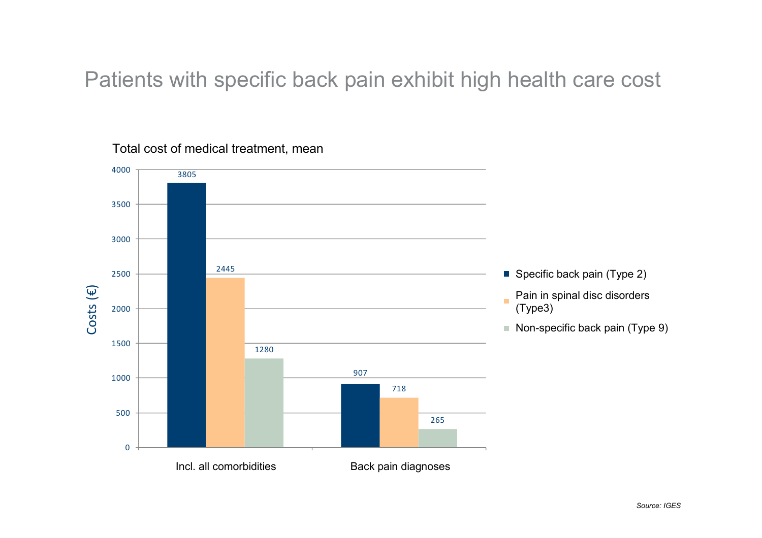# Patients with specific back pain exhibit high health care cost

Total cost of medical treatment, mean

| Costs (€) | Specific back pain (Type 2) | Pain in spinal disc disorders (Type3) | Non-specific back pain (Type 9) |
|---|---|---|---|
| Incl. all comorbidities | 3805 | 2445 | 1280 |
| Back pain diagnoses | 907 | 718 | 265 |

*Source: IGES*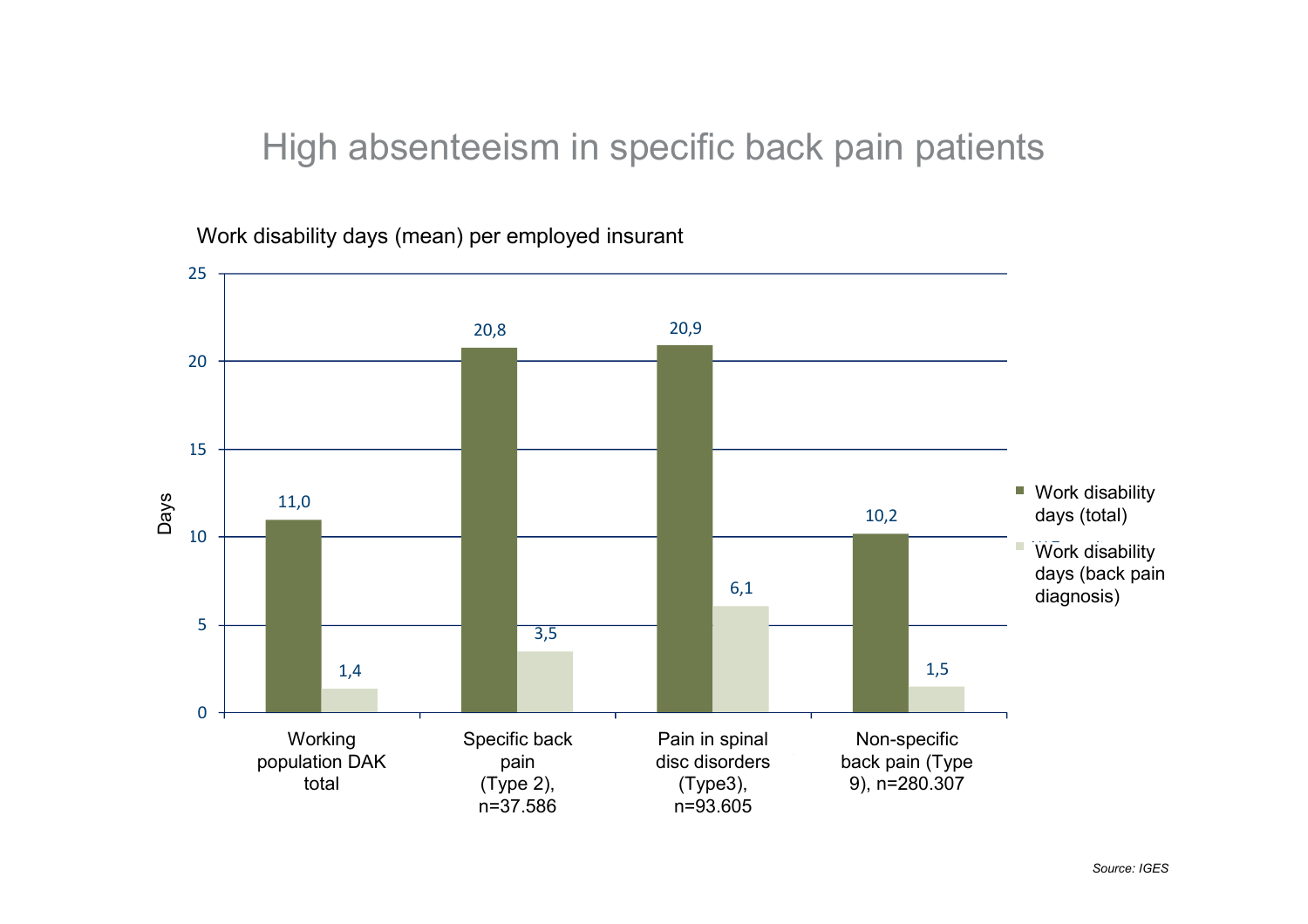# High absenteeism in specific back pain patients

Work disability days (mean) per employed insurant

| | Work disability days (total) | Work disability days (back pain diagnosis) |
|---|---|---|
| Working population DAK total | 11,0 | 1,4 |
| Specific back pain (Type 2), n=37.586 | 20,8 | 3,5 |
| Pain in spinal disc disorders (Type3), n=93.605 | 20,9 | 6,1 |
| Non-specific back pain (Type 9), n=280.307 | 10,2 | 1,5 |

*Source: IGES*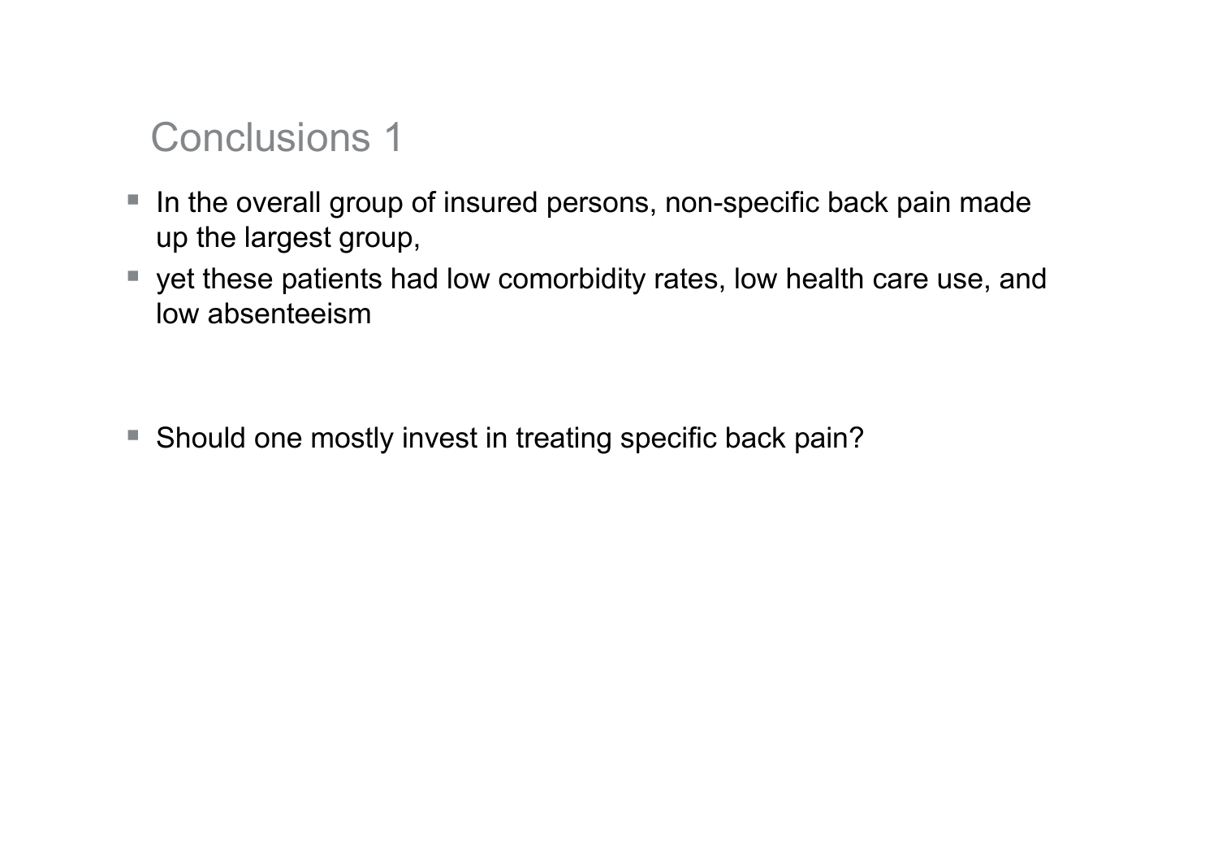# Conclusions 1

- In the overall group of insured persons, non-specific back pain made up the largest group,
- yet these patients had low comorbidity rates, low health care use, and low absenteeism

- Should one mostly invest in treating specific back pain?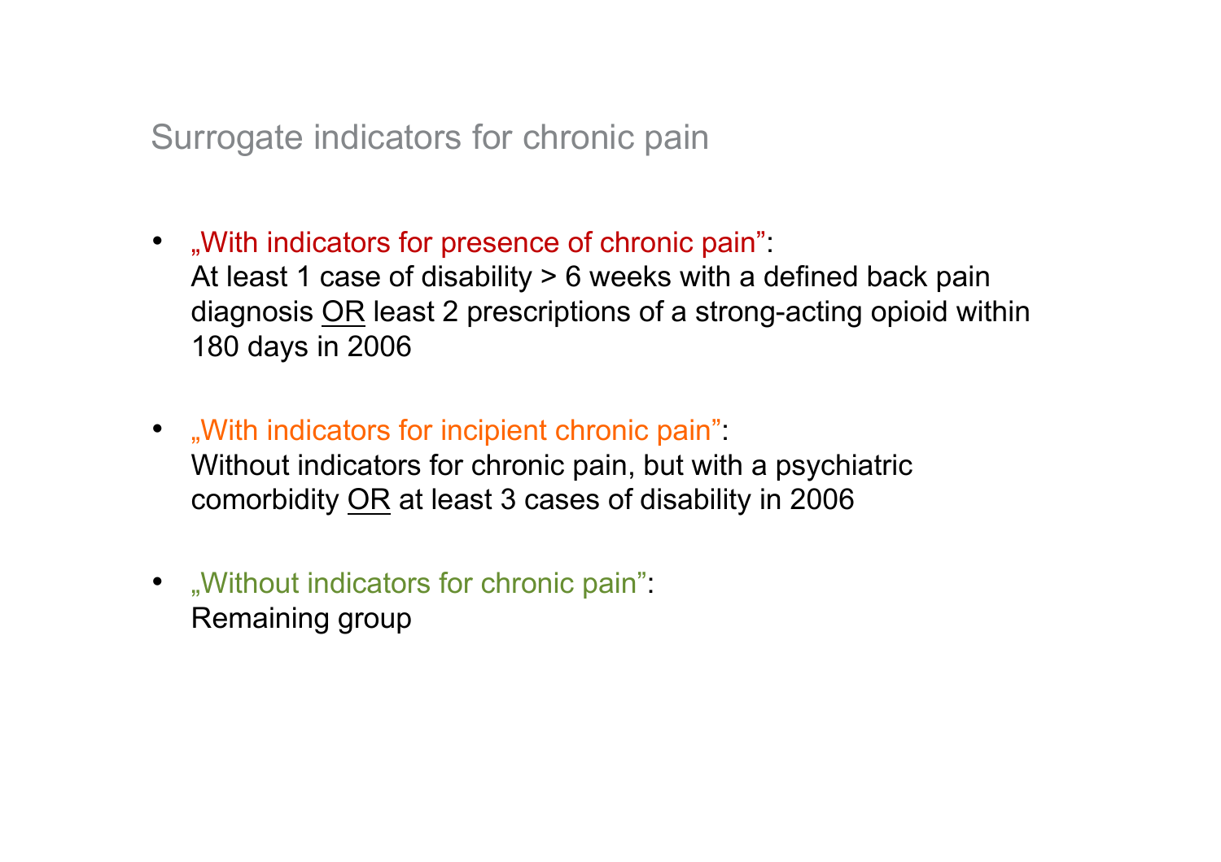## Surrogate indicators for chronic pain

- „With indicators for presence of chronic pain":
  At least 1 case of disability > 6 weeks with a defined back pain diagnosis OR least 2 prescriptions of a strong-acting opioid within 180 days in 2006

- „With indicators for incipient chronic pain":
  Without indicators for chronic pain, but with a psychiatric comorbidity OR at least 3 cases of disability in 2006

- „Without indicators for chronic pain":
  Remaining group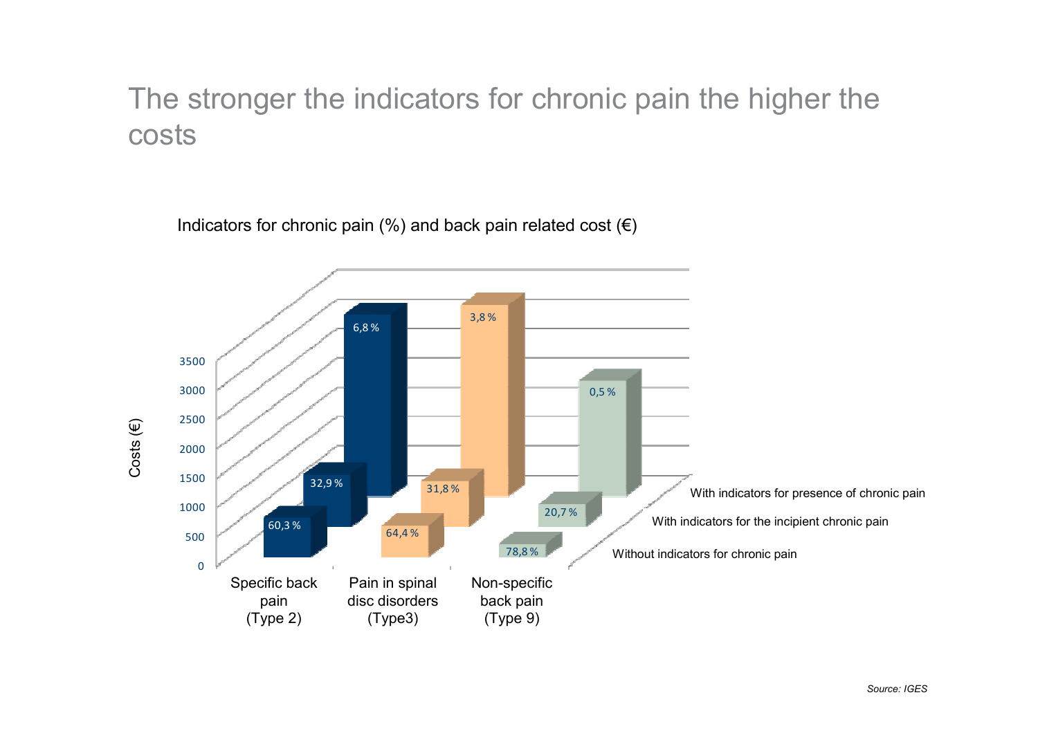# The stronger the indicators for chronic pain the higher the costs

Indicators for chronic pain (%) and back pain related cost (€)

| | Without indicators for chronic pain | With indicators for the incipient chronic pain | With indicators for presence of chronic pain |
|---|---|---|---|
| Specific back pain (Type 2) | 60,3 % | 32,9 % | 6,8 % |
| Pain in spinal disc disorders (Type3) | 64,4 % | 31,8 % | 3,8 % |
| Non-specific back pain (Type 9) | 78,8 % | 20,7 % | 0,5 % |

Costs (€): 0, 500, 1000, 1500, 2000, 2500, 3000, 3500

*Source: IGES*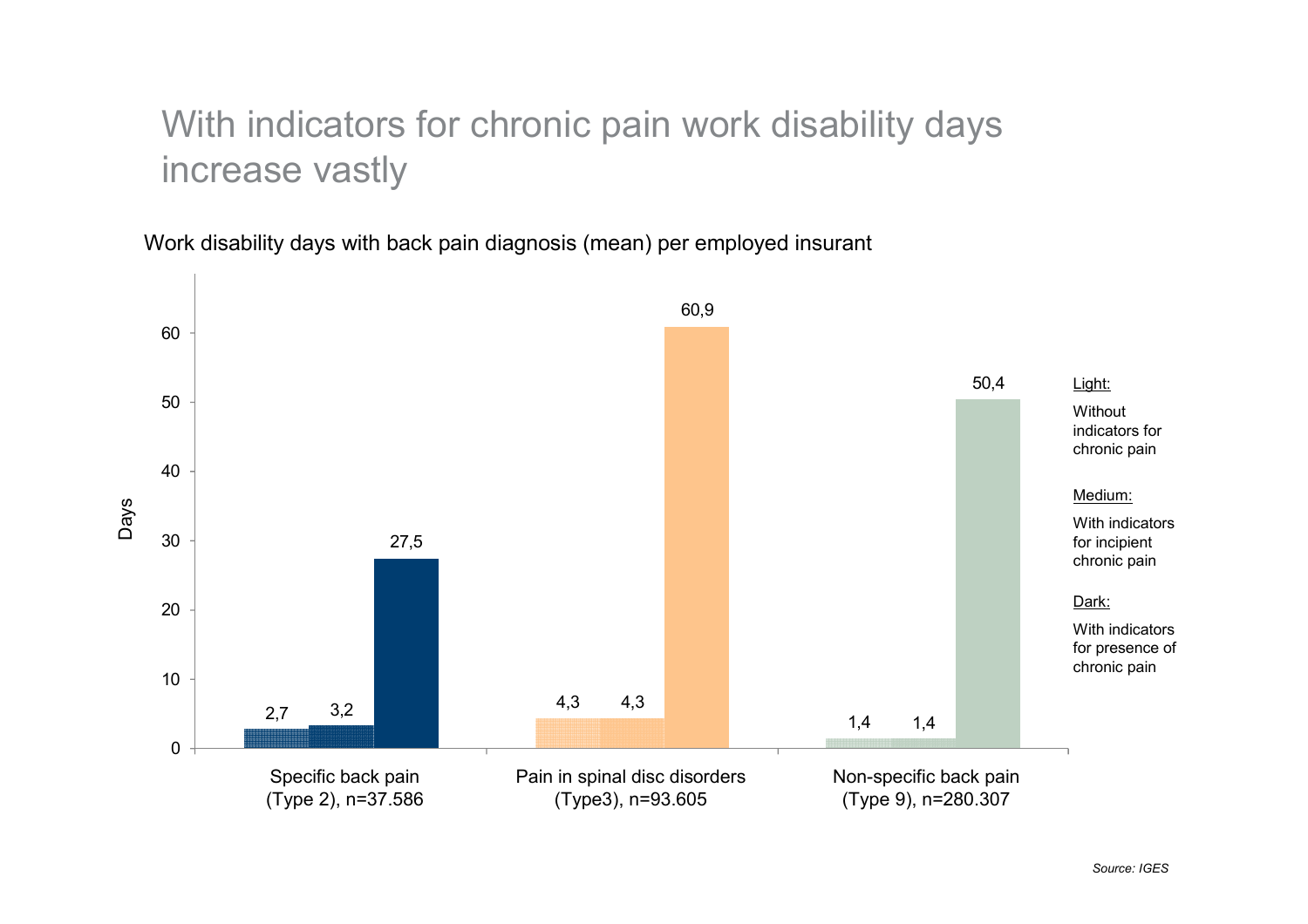# With indicators for chronic pain work disability days increase vastly

Work disability days with back pain diagnosis (mean) per employed insurant

| | Light: Without indicators for chronic pain | Medium: With indicators for incipient chronic pain | Dark: With indicators for presence of chronic pain |
|---|---|---|---|
| Specific back pain (Type 2), n=37.586 | 2,7 | 3,2 | 27,5 |
| Pain in spinal disc disorders (Type3), n=93.605 | 4,3 | 4,3 | 60,9 |
| Non-specific back pain (Type 9), n=280.307 | 1,4 | 1,4 | 50,4 |

Days

*Source: IGES*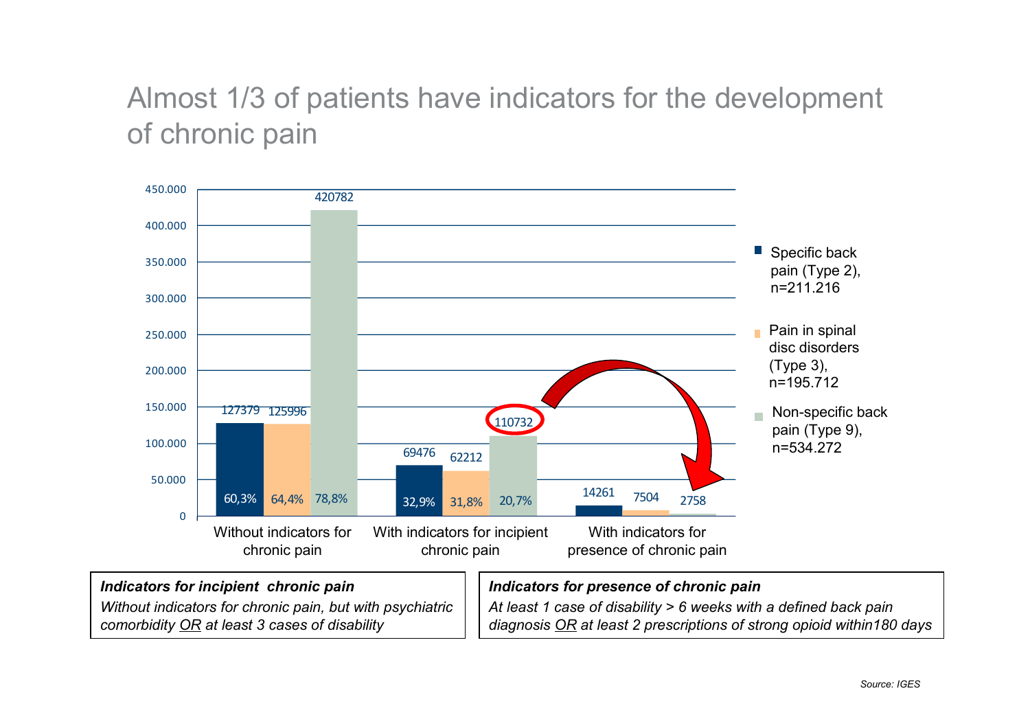# Almost 1/3 of patients have indicators for the development of chronic pain

| | Specific back pain (Type 2), n=211.216 | Pain in spinal disc disorders (Type 3), n=195.712 | Non-specific back pain (Type 9), n=534.272 |
|---|---|---|---|
| Without indicators for chronic pain | 127379 (60,3%) | 125996 (64,4%) | 420782 (78,8%) |
| With indicators for incipient chronic pain | 69476 (32,9%) | 62212 (31,8%) | 110732 (20,7%) |
| With indicators for presence of chronic pain | 14261 | 7504 | 2758 |

***Indicators for incipient chronic pain***

*Without indicators for chronic pain, but with psychiatric comorbidity OR at least 3 cases of disability*

***Indicators for presence of chronic pain***

*At least 1 case of disability > 6 weeks with a defined back pain diagnosis OR at least 2 prescriptions of strong opioid within180 days*

*Source: IGES*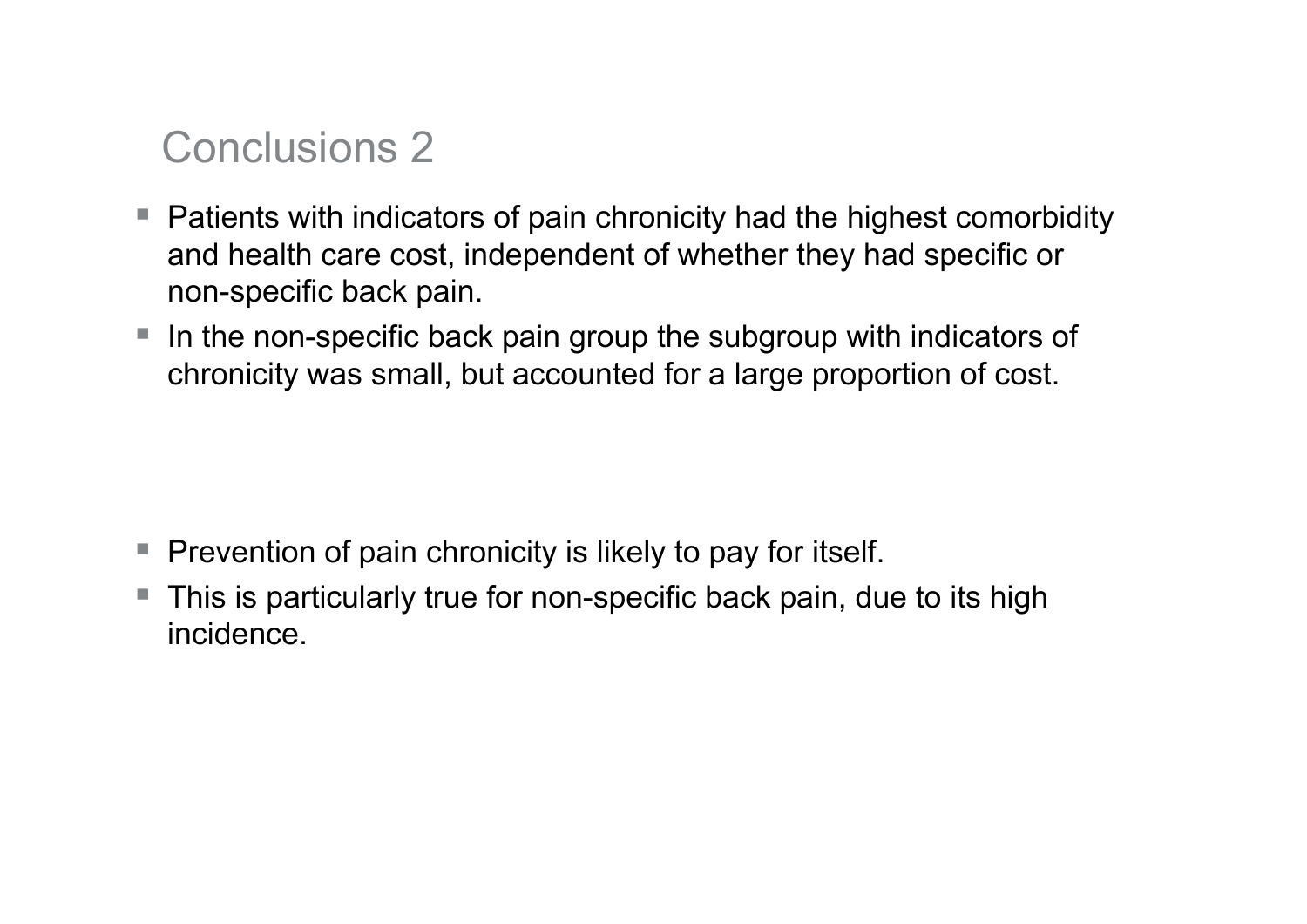# Conclusions 2

- Patients with indicators of pain chronicity had the highest comorbidity and health care cost, independent of whether they had specific or non-specific back pain.
- In the non-specific back pain group the subgroup with indicators of chronicity was small, but accounted for a large proportion of cost.

- Prevention of pain chronicity is likely to pay for itself.
- This is particularly true for non-specific back pain, due to its high incidence.